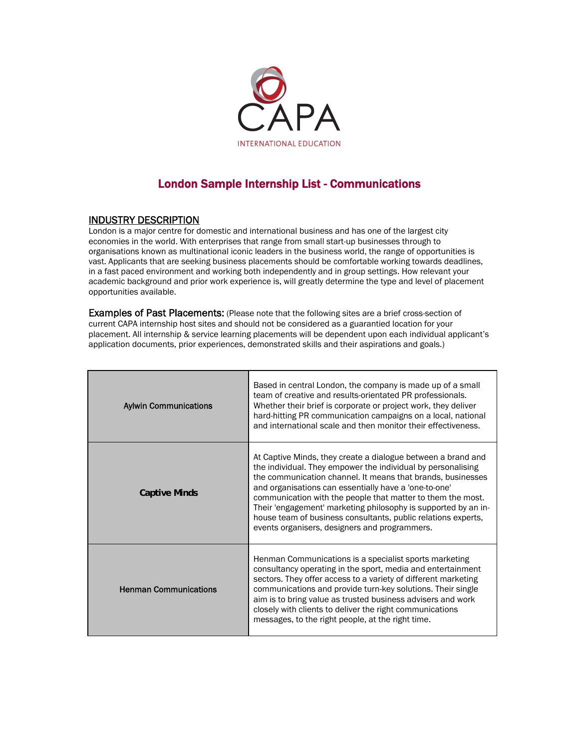CAPA

INTERNATIONAL EDUCATION

# London Sample Internship List - Communications

## INDUSTRY DESCRIPTION

London is a major centre for domestic and international business and has one of the largest city economies in the world. With enterprises that range from small start-up businesses through to organisations known as multinational iconic leaders in the business world, the range of opportunities is vast. Applicants that are seeking business placements should be comfortable working towards deadlines, in a fast paced environment and working both independently and in group settings. How relevant your academic background and prior work experience is, will greatly determine the type and level of placement opportunities available.

**Examples of Past Placements:** (Please note that the following sites are a brief cross-section of current CAPA internship host sites and should not be considered as a guarantied location for your placement. All internship & service learning placements will be dependent upon each individual applicant's application documents, prior experiences, demonstrated skills and their aspirations and goals.)

| | |
|---|---|
| **Aylwin Communications** | Based in central London, the company is made up of a small team of creative and results-orientated PR professionals. Whether their brief is corporate or project work, they deliver hard-hitting PR communication campaigns on a local, national and international scale and then monitor their effectiveness. |
| **Captive Minds** | At Captive Minds, they create a dialogue between a brand and the individual. They empower the individual by personalising the communication channel. It means that brands, businesses and organisations can essentially have a 'one-to-one' communication with the people that matter to them the most. Their 'engagement' marketing philosophy is supported by an in-house team of business consultants, public relations experts, events organisers, designers and programmers. |
| **Henman Communications** | Henman Communications is a specialist sports marketing consultancy operating in the sport, media and entertainment sectors. They offer access to a variety of different marketing communications and provide turn-key solutions. Their single aim is to bring value as trusted business advisers and work closely with clients to deliver the right communications messages, to the right people, at the right time. |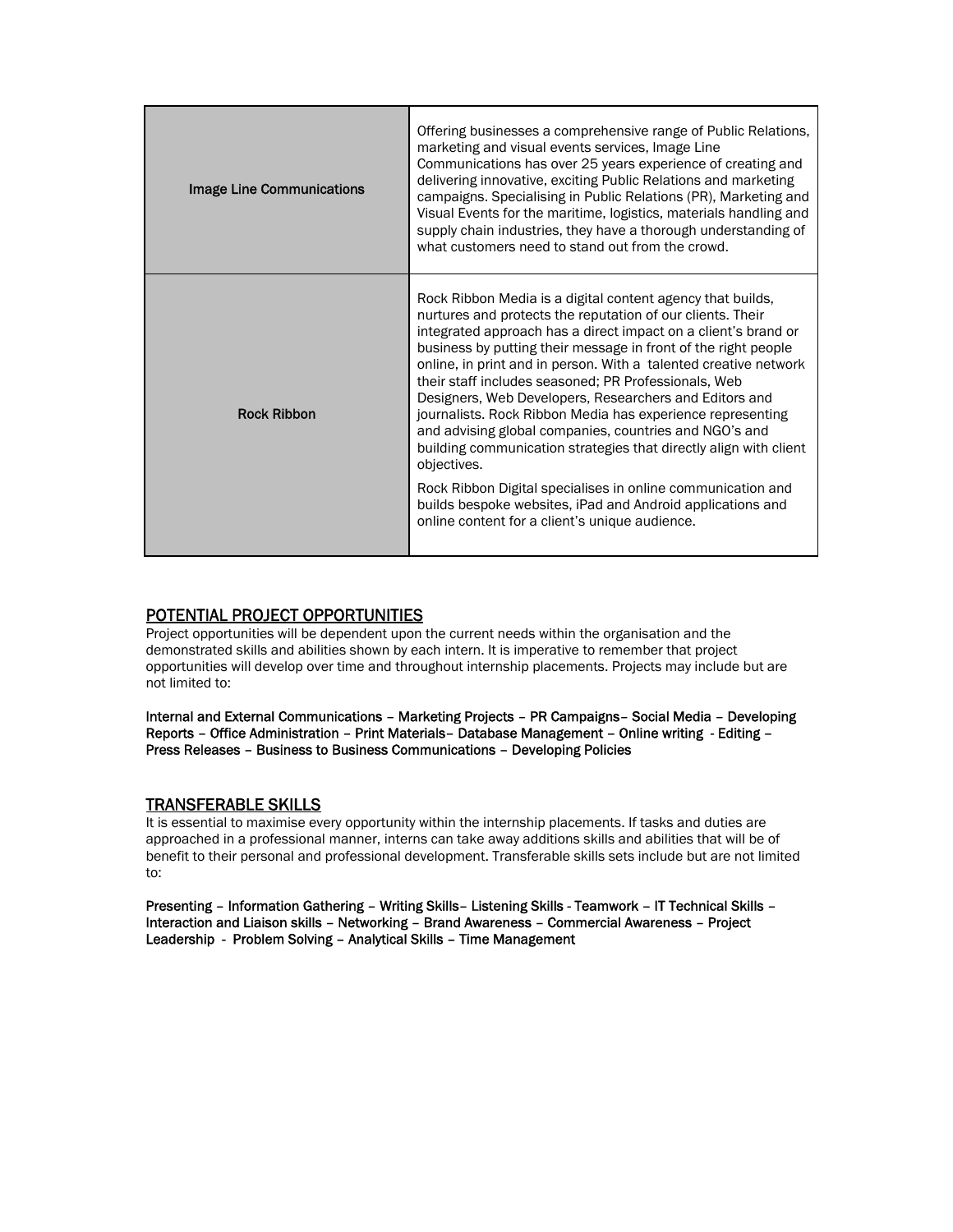| | |
|---|---|
| Image Line Communications | Offering businesses a comprehensive range of Public Relations, marketing and visual events services, Image Line Communications has over 25 years experience of creating and delivering innovative, exciting Public Relations and marketing campaigns. Specialising in Public Relations (PR), Marketing and Visual Events for the maritime, logistics, materials handling and supply chain industries, they have a thorough understanding of what customers need to stand out from the crowd. |
| Rock Ribbon | Rock Ribbon Media is a digital content agency that builds, nurtures and protects the reputation of our clients. Their integrated approach has a direct impact on a client's brand or business by putting their message in front of the right people online, in print and in person. With a talented creative network their staff includes seasoned; PR Professionals, Web Designers, Web Developers, Researchers and Editors and journalists. Rock Ribbon Media has experience representing and advising global companies, countries and NGO's and building communication strategies that directly align with client objectives.<br><br>Rock Ribbon Digital specialises in online communication and builds bespoke websites, iPad and Android applications and online content for a client's unique audience. |

## POTENTIAL PROJECT OPPORTUNITIES

Project opportunities will be dependent upon the current needs within the organisation and the demonstrated skills and abilities shown by each intern. It is imperative to remember that project opportunities will develop over time and throughout internship placements. Projects may include but are not limited to:

Internal and External Communications – Marketing Projects – PR Campaigns– Social Media – Developing Reports – Office Administration – Print Materials– Database Management – Online writing - Editing – Press Releases – Business to Business Communications – Developing Policies

## TRANSFERABLE SKILLS

It is essential to maximise every opportunity within the internship placements. If tasks and duties are approached in a professional manner, interns can take away additions skills and abilities that will be of benefit to their personal and professional development. Transferable skills sets include but are not limited to:

Presenting – Information Gathering – Writing Skills– Listening Skills - Teamwork – IT Technical Skills – Interaction and Liaison skills – Networking – Brand Awareness – Commercial Awareness – Project Leadership - Problem Solving – Analytical Skills – Time Management